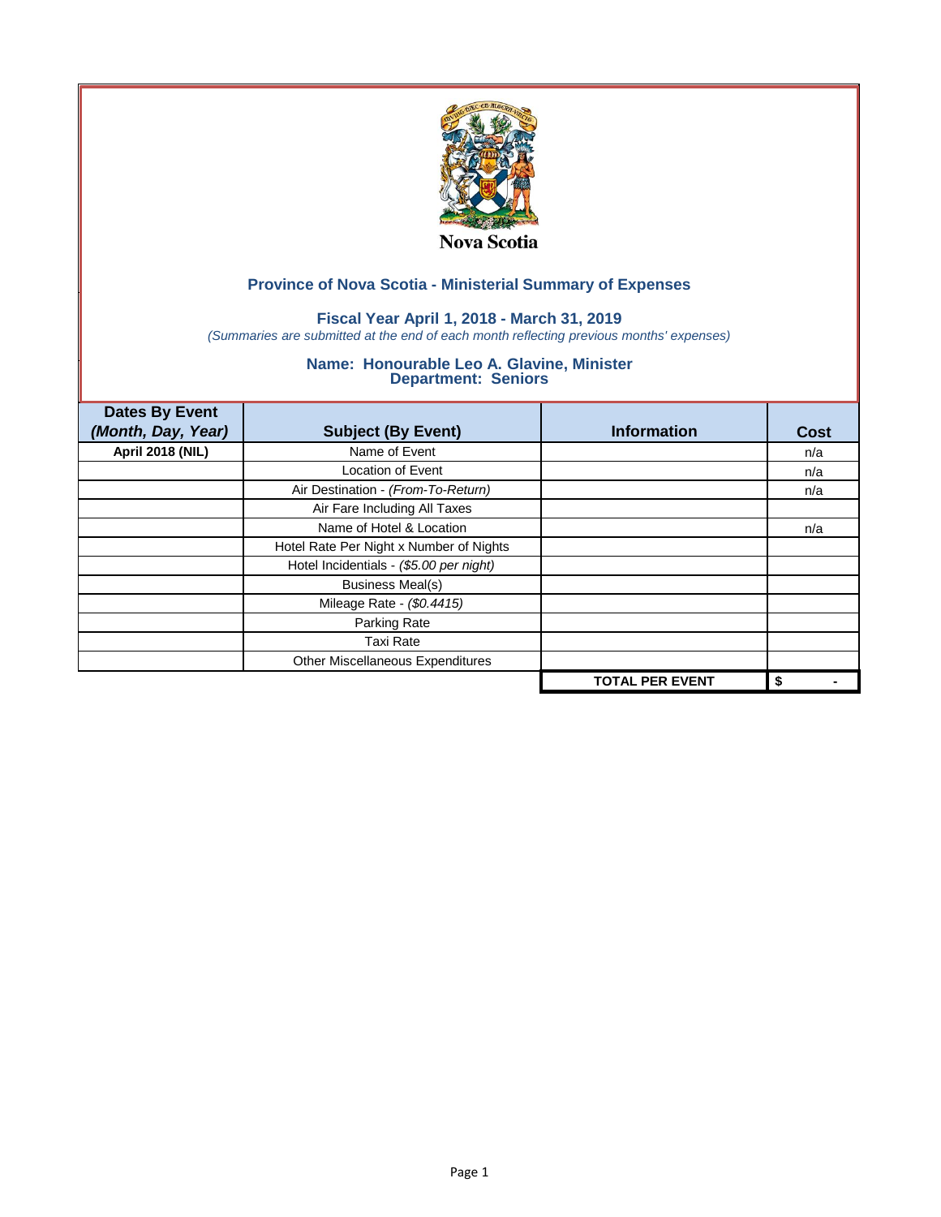Nova Scotia

## Province of Nova Scotia - Ministerial Summary of Expenses

### Fiscal Year April 1, 2018 - March 31, 2019

*(Summaries are submitted at the end of each month reflecting previous months' expenses)*

### Name: Honourable Leo A. Glavine, Minister
### Department: Seniors

| Dates By Event *(Month, Day, Year)* | Subject (By Event) | Information | Cost |
|---|---|---|---|
| **April 2018 (NIL)** | Name of Event | | n/a |
| | Location of Event | | n/a |
| | Air Destination - *(From-To-Return)* | | n/a |
| | Air Fare Including All Taxes | | |
| | Name of Hotel & Location | | n/a |
| | Hotel Rate Per Night x Number of Nights | | |
| | Hotel Incidentials - *($5.00 per night)* | | |
| | Business Meal(s) | | |
| | Mileage Rate - *($0.4415)* | | |
| | Parking Rate | | |
| | Taxi Rate | | |
| | Other Miscellaneous Expenditures | | |
| | | **TOTAL PER EVENT** | **$ -** |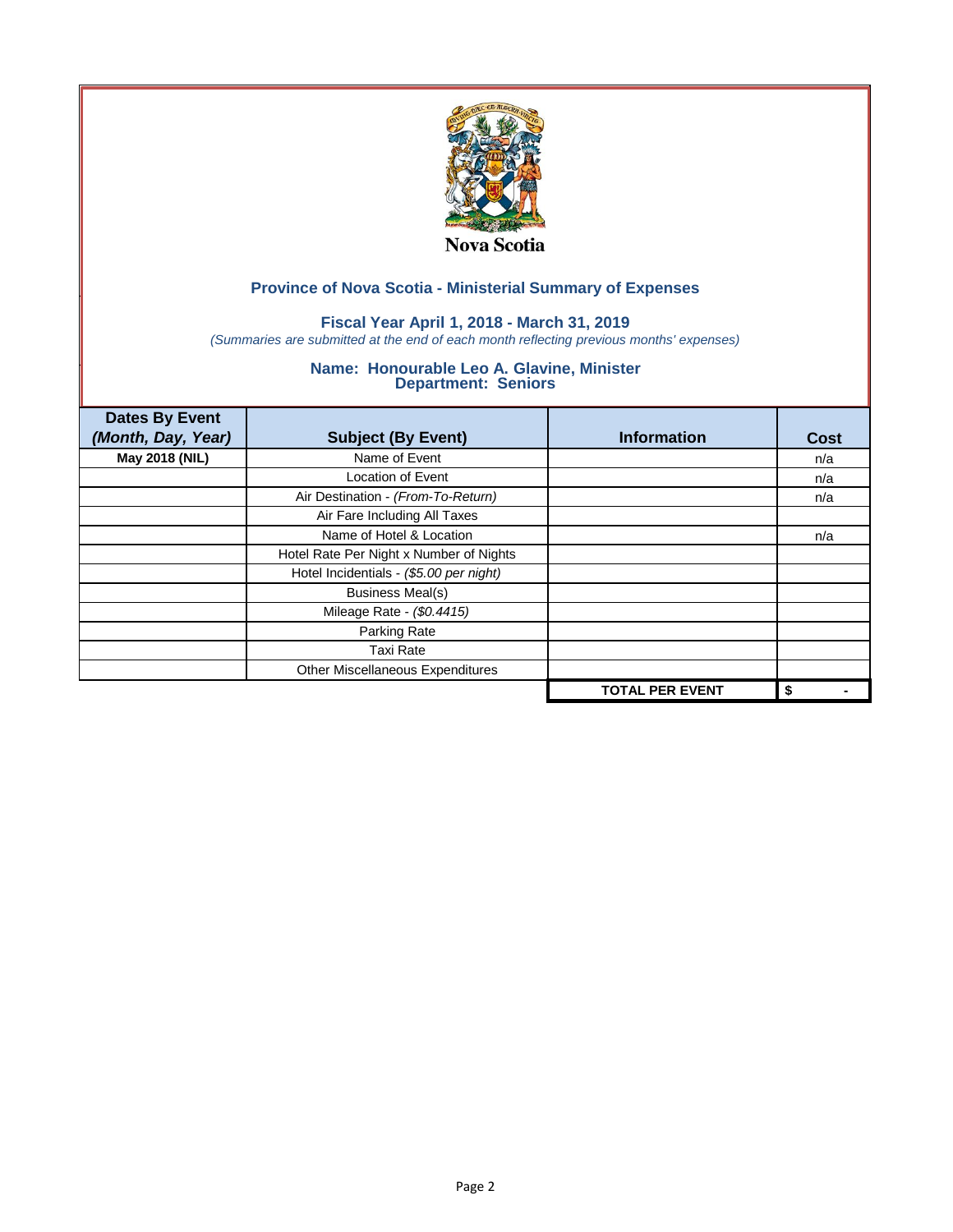Nova Scotia

## Province of Nova Scotia - Ministerial Summary of Expenses

### Fiscal Year April 1, 2018 - March 31, 2019

*(Summaries are submitted at the end of each month reflecting previous months' expenses)*

### Name: Honourable Leo A. Glavine, Minister
### Department: Seniors

| Dates By Event *(Month, Day, Year)* | Subject (By Event) | Information | Cost |
|---|---|---|---|
| **May 2018 (NIL)** | Name of Event | | n/a |
| | Location of Event | | n/a |
| | Air Destination - *(From-To-Return)* | | n/a |
| | Air Fare Including All Taxes | | |
| | Name of Hotel & Location | | n/a |
| | Hotel Rate Per Night x Number of Nights | | |
| | Hotel Incidentials - *($5.00 per night)* | | |
| | Business Meal(s) | | |
| | Mileage Rate - *($0.4415)* | | |
| | Parking Rate | | |
| | Taxi Rate | | |
| | Other Miscellaneous Expenditures | | |
| | | **TOTAL PER EVENT** | **$ -** |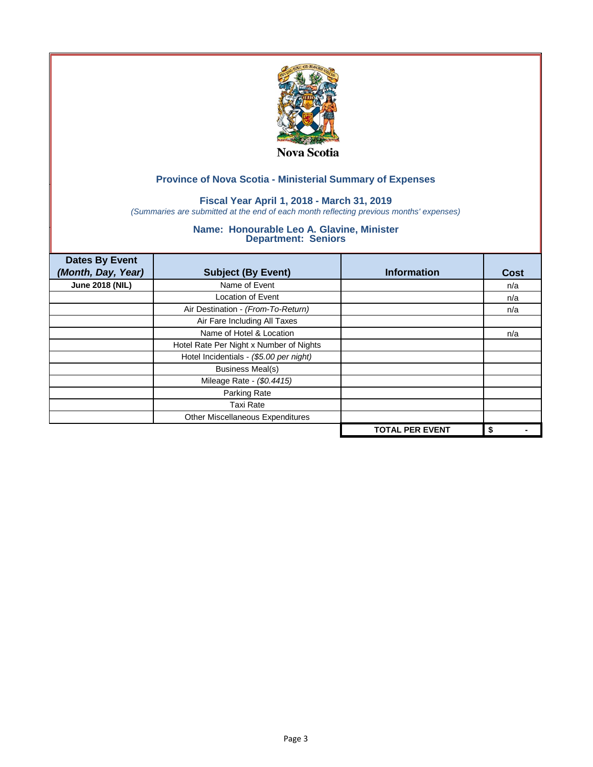Nova Scotia

## Province of Nova Scotia - Ministerial Summary of Expenses

### Fiscal Year April 1, 2018 - March 31, 2019

*(Summaries are submitted at the end of each month reflecting previous months' expenses)*

### Name: Honourable Leo A. Glavine, Minister
### Department: Seniors

| Dates By Event *(Month, Day, Year)* | Subject (By Event) | Information | Cost |
|---|---|---|---|
| **June 2018 (NIL)** | Name of Event | | n/a |
| | Location of Event | | n/a |
| | Air Destination - *(From-To-Return)* | | n/a |
| | Air Fare Including All Taxes | | |
| | Name of Hotel & Location | | n/a |
| | Hotel Rate Per Night x Number of Nights | | |
| | Hotel Incidentials - *($5.00 per night)* | | |
| | Business Meal(s) | | |
| | Mileage Rate - *($0.4415)* | | |
| | Parking Rate | | |
| | Taxi Rate | | |
| | Other Miscellaneous Expenditures | | |
| | | **TOTAL PER EVENT** | **$ -** |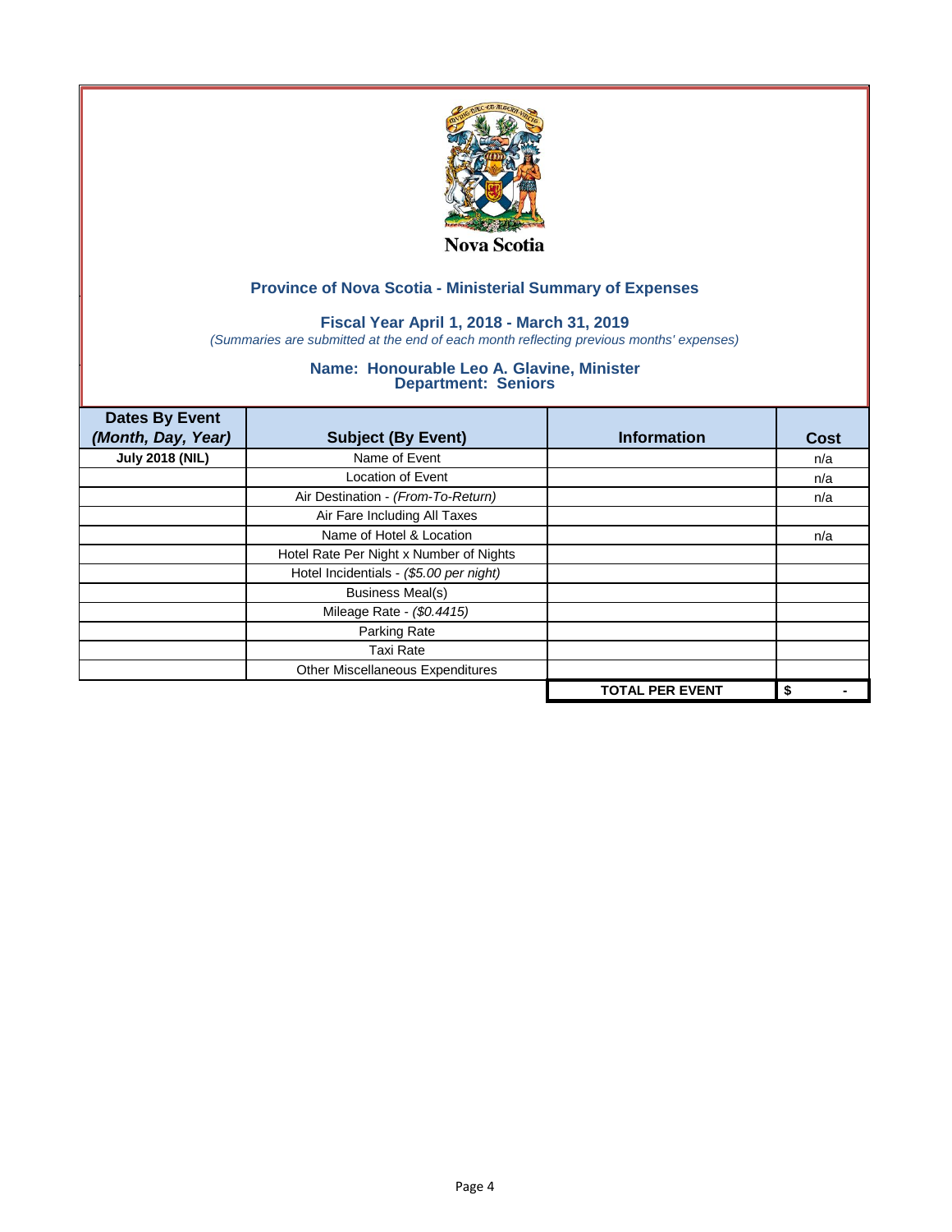Nova Scotia

## Province of Nova Scotia - Ministerial Summary of Expenses

### Fiscal Year April 1, 2018 - March 31, 2019

*(Summaries are submitted at the end of each month reflecting previous months' expenses)*

### Name: Honourable Leo A. Glavine, Minister
### Department: Seniors

| Dates By Event *(Month, Day, Year)* | Subject (By Event) | Information | Cost |
|---|---|---|---|
| **July 2018 (NIL)** | Name of Event | | n/a |
| | Location of Event | | n/a |
| | Air Destination - *(From-To-Return)* | | n/a |
| | Air Fare Including All Taxes | | |
| | Name of Hotel & Location | | n/a |
| | Hotel Rate Per Night x Number of Nights | | |
| | Hotel Incidentials - *($5.00 per night)* | | |
| | Business Meal(s) | | |
| | Mileage Rate - *($0.4415)* | | |
| | Parking Rate | | |
| | Taxi Rate | | |
| | Other Miscellaneous Expenditures | | |
| | | **TOTAL PER EVENT** | **$ -** |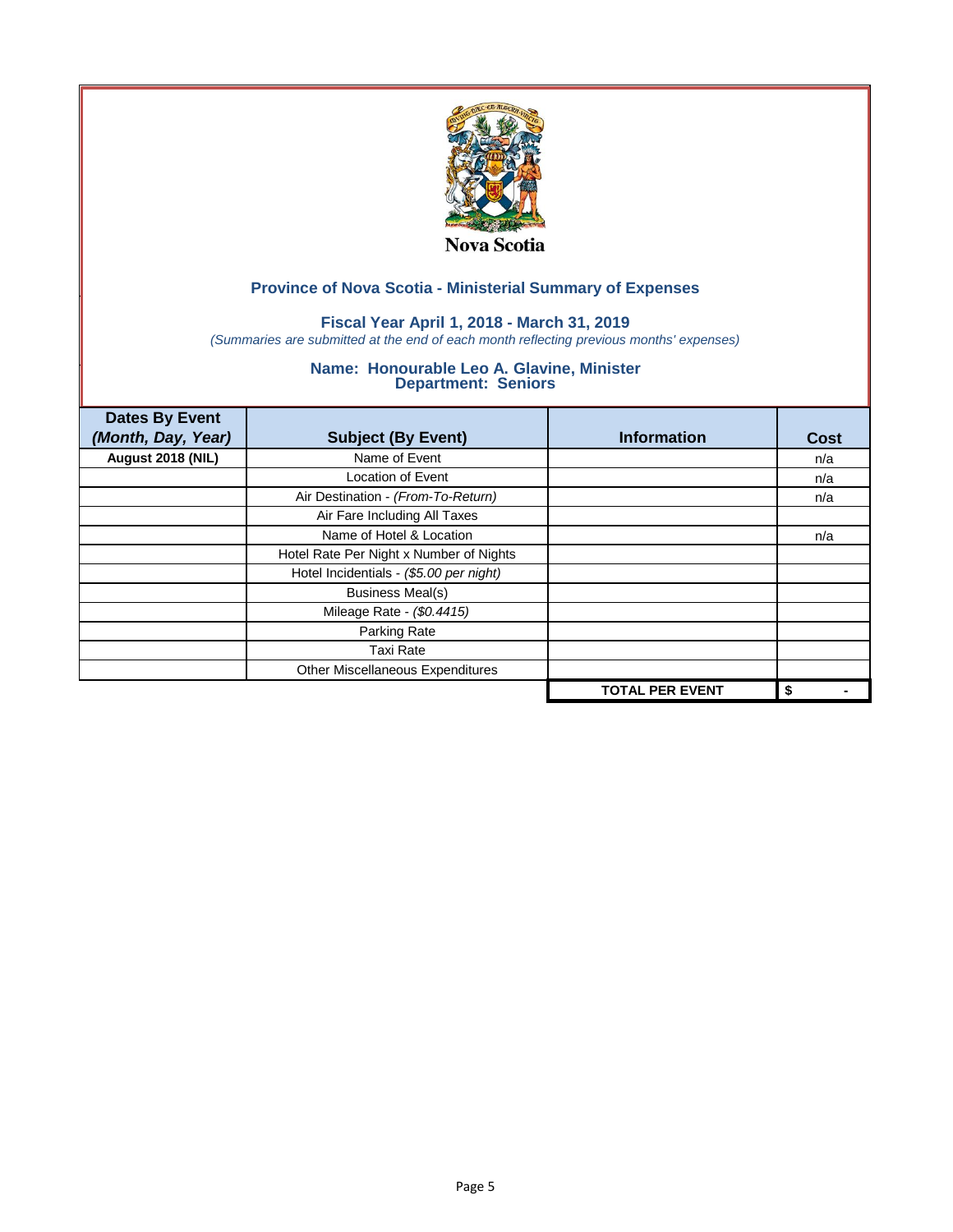Nova Scotia

## Province of Nova Scotia - Ministerial Summary of Expenses

### Fiscal Year April 1, 2018 - March 31, 2019

*(Summaries are submitted at the end of each month reflecting previous months' expenses)*

### Name: Honourable Leo A. Glavine, Minister
### Department: Seniors

| **Dates By Event** *(Month, Day, Year)* | **Subject (By Event)** | **Information** | **Cost** |
|---|---|---|---|
| **August 2018 (NIL)** | Name of Event | | n/a |
| | Location of Event | | n/a |
| | Air Destination - *(From-To-Return)* | | n/a |
| | Air Fare Including All Taxes | | |
| | Name of Hotel & Location | | n/a |
| | Hotel Rate Per Night x Number of Nights | | |
| | Hotel Incidentials - *($5.00 per night)* | | |
| | Business Meal(s) | | |
| | Mileage Rate - *($0.4415)* | | |
| | Parking Rate | | |
| | Taxi Rate | | |
| | Other Miscellaneous Expenditures | | |
| | | **TOTAL PER EVENT** | **$ -** |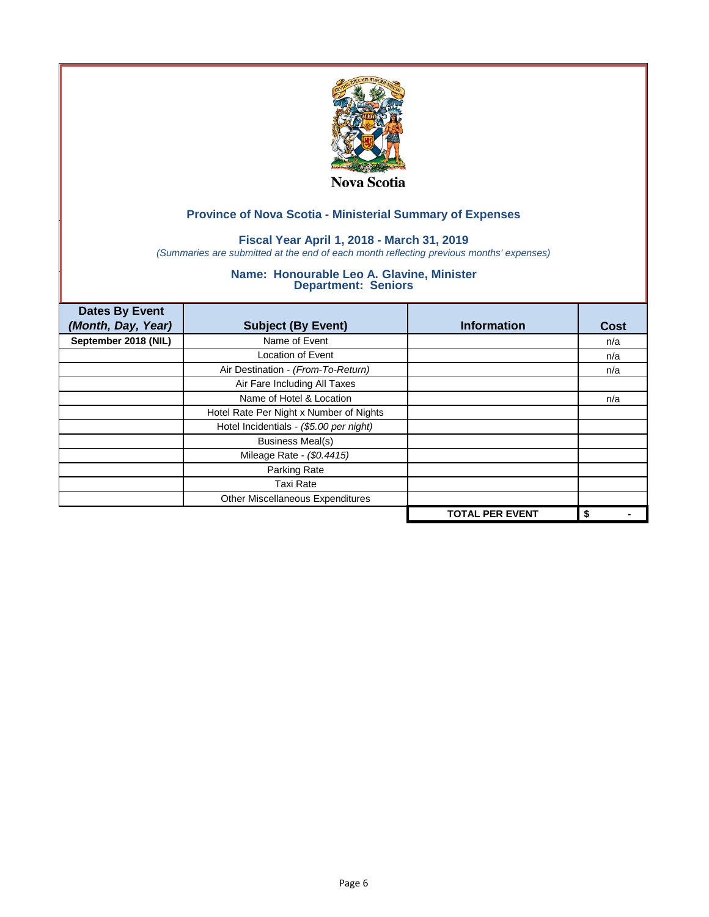Nova Scotia

## Province of Nova Scotia - Ministerial Summary of Expenses

### Fiscal Year April 1, 2018 - March 31, 2019

*(Summaries are submitted at the end of each month reflecting previous months' expenses)*

### Name: Honourable Leo A. Glavine, Minister
### Department: Seniors

| Dates By Event *(Month, Day, Year)* | Subject (By Event) | Information | Cost |
|---|---|---|---|
| **September 2018 (NIL)** | Name of Event | | n/a |
| | Location of Event | | n/a |
| | Air Destination - *(From-To-Return)* | | n/a |
| | Air Fare Including All Taxes | | |
| | Name of Hotel & Location | | n/a |
| | Hotel Rate Per Night x Number of Nights | | |
| | Hotel Incidentials - *($5.00 per night)* | | |
| | Business Meal(s) | | |
| | Mileage Rate - *($0.4415)* | | |
| | Parking Rate | | |
| | Taxi Rate | | |
| | Other Miscellaneous Expenditures | | |
| | | **TOTAL PER EVENT** | **$ -** |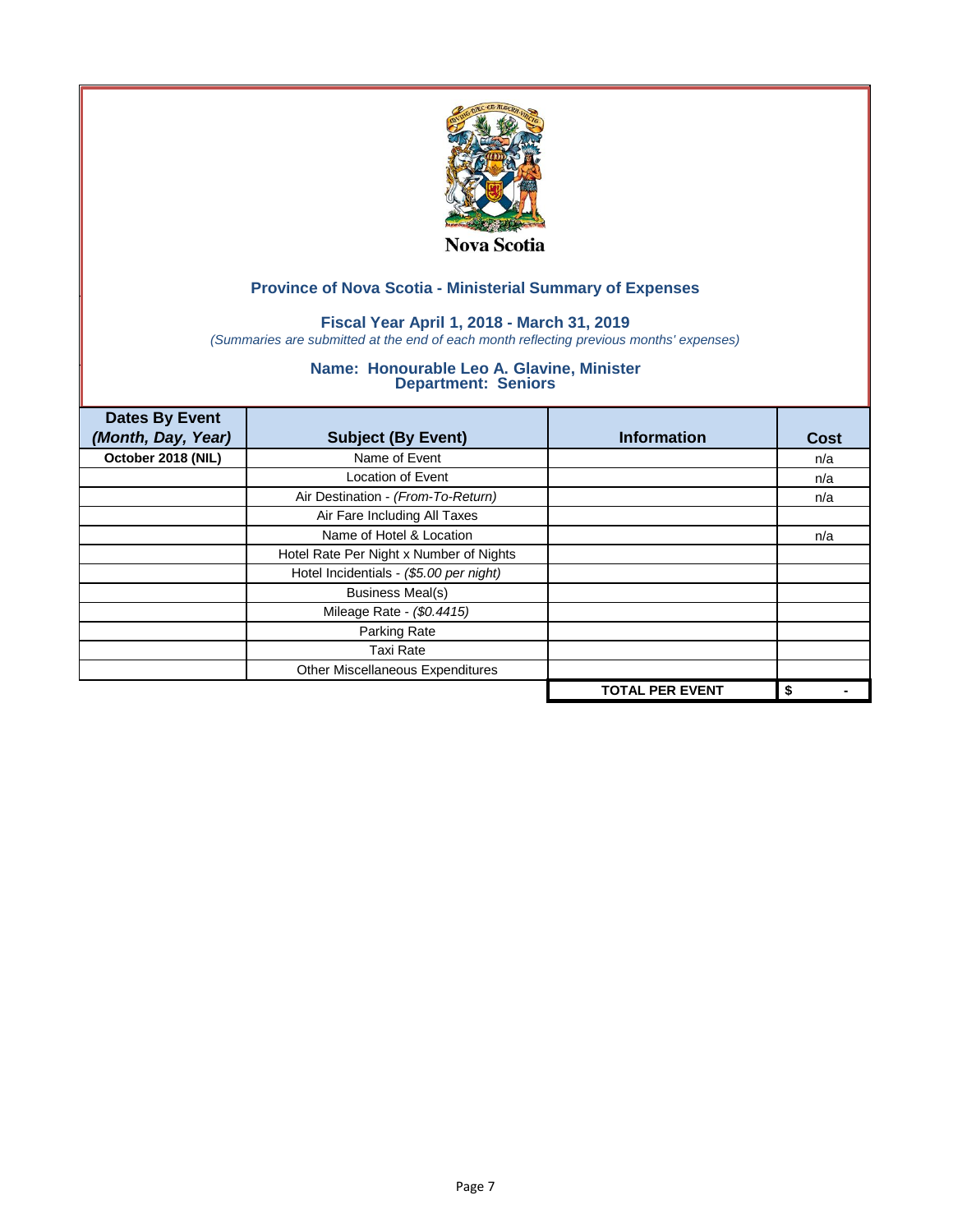Nova Scotia

## Province of Nova Scotia - Ministerial Summary of Expenses

### Fiscal Year April 1, 2018 - March 31, 2019

*(Summaries are submitted at the end of each month reflecting previous months' expenses)*

### Name: Honourable Leo A. Glavine, Minister
### Department: Seniors

| Dates By Event *(Month, Day, Year)* | Subject (By Event) | Information | Cost |
|---|---|---|---|
| **October 2018 (NIL)** | Name of Event | | n/a |
| | Location of Event | | n/a |
| | Air Destination - *(From-To-Return)* | | n/a |
| | Air Fare Including All Taxes | | |
| | Name of Hotel & Location | | n/a |
| | Hotel Rate Per Night x Number of Nights | | |
| | Hotel Incidentials - *($5.00 per night)* | | |
| | Business Meal(s) | | |
| | Mileage Rate - *($0.4415)* | | |
| | Parking Rate | | |
| | Taxi Rate | | |
| | Other Miscellaneous Expenditures | | |
| | | **TOTAL PER EVENT** | **$ -** |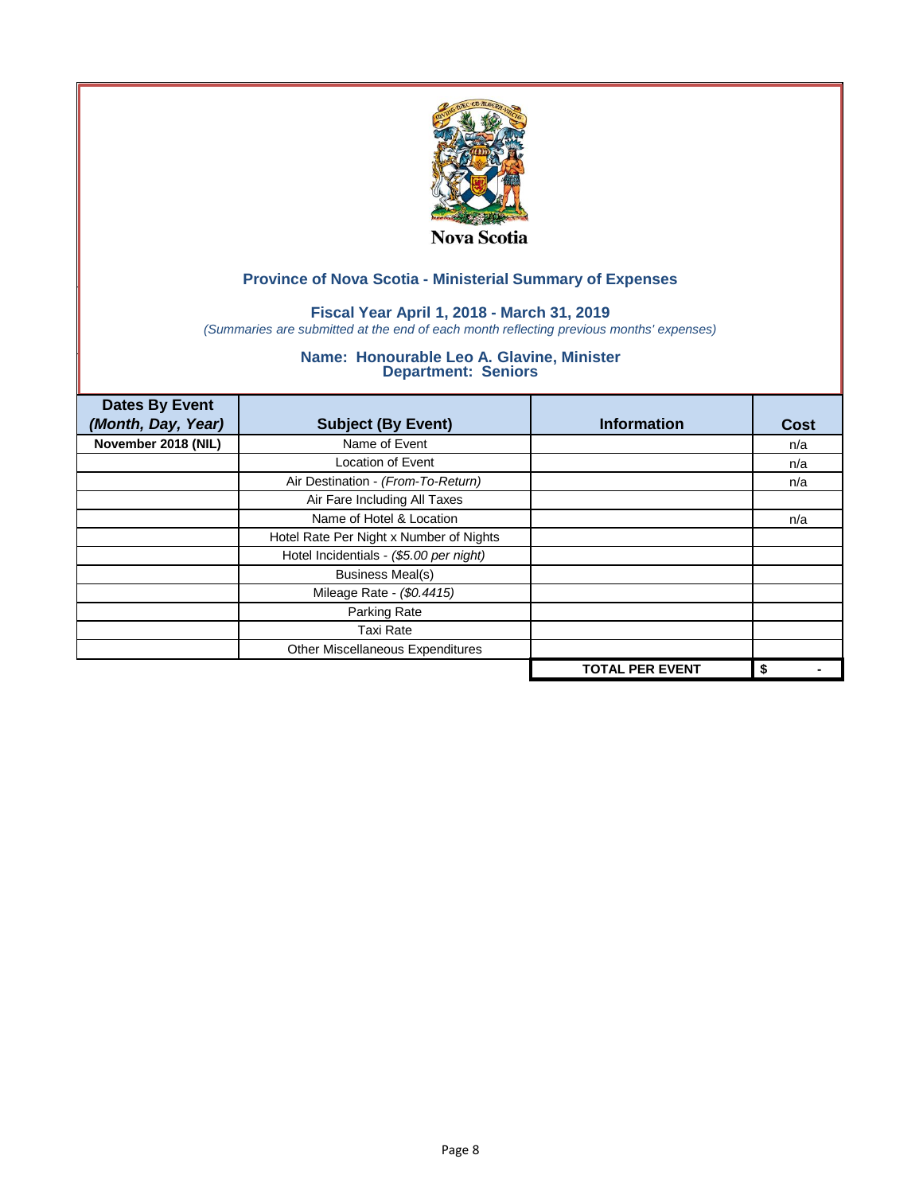Nova Scotia

## Province of Nova Scotia - Ministerial Summary of Expenses

### Fiscal Year April 1, 2018 - March 31, 2019

*(Summaries are submitted at the end of each month reflecting previous months' expenses)*

### Name: Honourable Leo A. Glavine, Minister
### Department: Seniors

| Dates By Event *(Month, Day, Year)* | Subject (By Event) | Information | Cost |
|---|---|---|---|
| **November 2018 (NIL)** | Name of Event | | n/a |
| | Location of Event | | n/a |
| | Air Destination - *(From-To-Return)* | | n/a |
| | Air Fare Including All Taxes | | |
| | Name of Hotel & Location | | n/a |
| | Hotel Rate Per Night x Number of Nights | | |
| | Hotel Incidentials - *($5.00 per night)* | | |
| | Business Meal(s) | | |
| | Mileage Rate - *($0.4415)* | | |
| | Parking Rate | | |
| | Taxi Rate | | |
| | Other Miscellaneous Expenditures | | |
| | | **TOTAL PER EVENT** | **$ -** |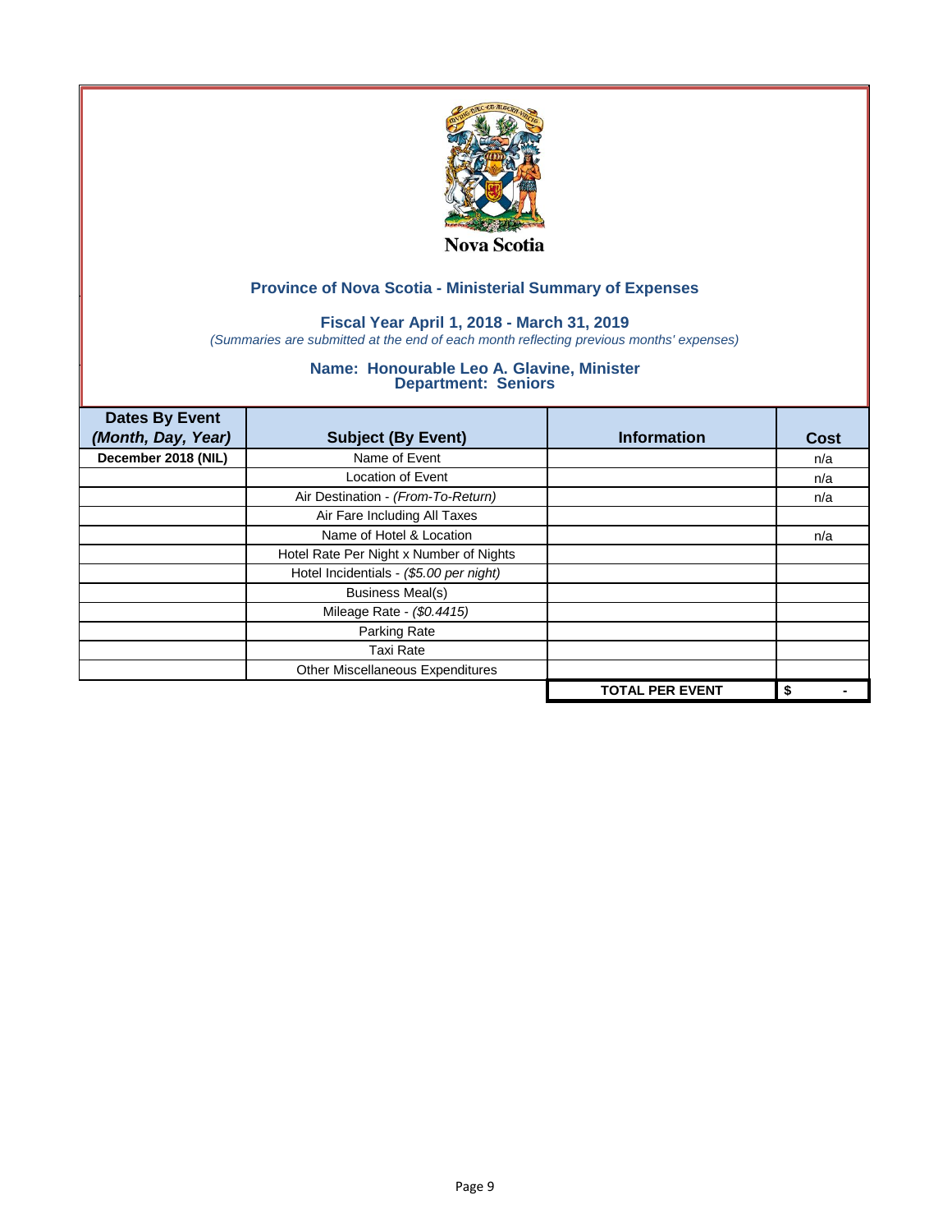Nova Scotia

## Province of Nova Scotia - Ministerial Summary of Expenses

### Fiscal Year April 1, 2018 - March 31, 2019

*(Summaries are submitted at the end of each month reflecting previous months' expenses)*

### Name: Honourable Leo A. Glavine, Minister
### Department: Seniors

| Dates By Event *(Month, Day, Year)* | Subject (By Event) | Information | Cost |
|---|---|---|---|
| December 2018 (NIL) | Name of Event | | n/a |
| | Location of Event | | n/a |
| | Air Destination - *(From-To-Return)* | | n/a |
| | Air Fare Including All Taxes | | |
| | Name of Hotel & Location | | n/a |
| | Hotel Rate Per Night x Number of Nights | | |
| | Hotel Incidentials - *($5.00 per night)* | | |
| | Business Meal(s) | | |
| | Mileage Rate - *($0.4415)* | | |
| | Parking Rate | | |
| | Taxi Rate | | |
| | Other Miscellaneous Expenditures | | |
| | | **TOTAL PER EVENT** | **$ -** |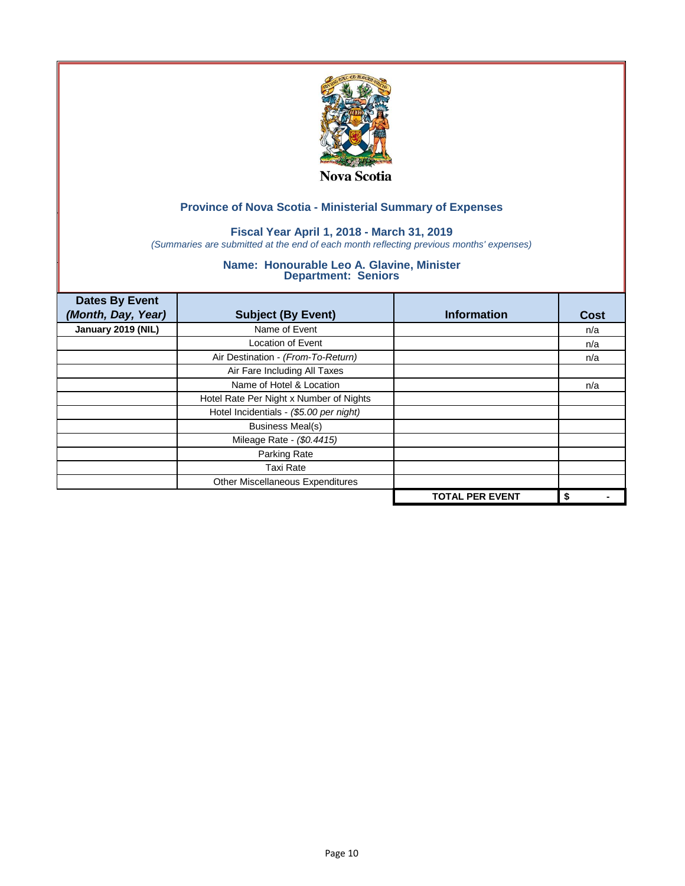Nova Scotia

## Province of Nova Scotia - Ministerial Summary of Expenses

### Fiscal Year April 1, 2018 - March 31, 2019

*(Summaries are submitted at the end of each month reflecting previous months' expenses)*

### Name: Honourable Leo A. Glavine, Minister
### Department: Seniors

| Dates By Event *(Month, Day, Year)* | Subject (By Event) | Information | Cost |
|---|---|---|---|
| **January 2019 (NIL)** | Name of Event | | n/a |
| | Location of Event | | n/a |
| | Air Destination - *(From-To-Return)* | | n/a |
| | Air Fare Including All Taxes | | |
| | Name of Hotel & Location | | n/a |
| | Hotel Rate Per Night x Number of Nights | | |
| | Hotel Incidentials - *($5.00 per night)* | | |
| | Business Meal(s) | | |
| | Mileage Rate - *($0.4415)* | | |
| | Parking Rate | | |
| | Taxi Rate | | |
| | Other Miscellaneous Expenditures | | |
| | | **TOTAL PER EVENT** | **$ -** |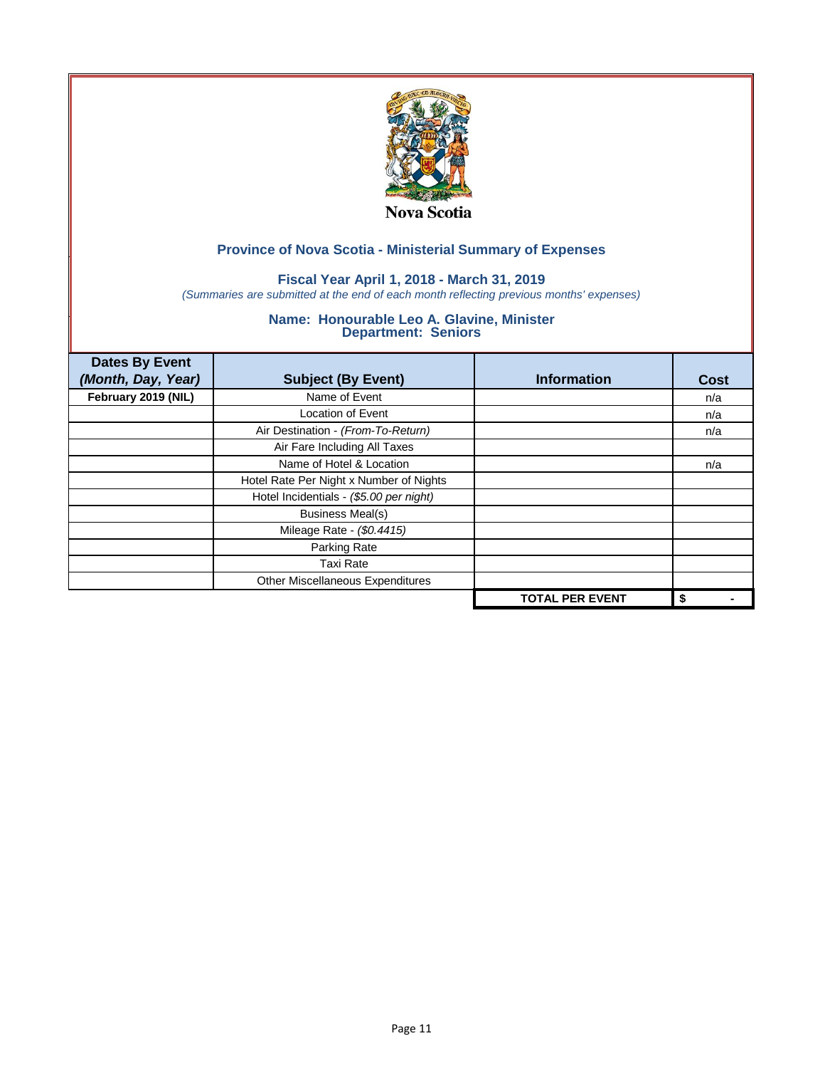Nova Scotia

## Province of Nova Scotia - Ministerial Summary of Expenses

### Fiscal Year April 1, 2018 - March 31, 2019

*(Summaries are submitted at the end of each month reflecting previous months' expenses)*

### Name: Honourable Leo A. Glavine, Minister
### Department: Seniors

| Dates By Event *(Month, Day, Year)* | Subject (By Event) | Information | Cost |
|---|---|---|---|
| February 2019 (NIL) | Name of Event | | n/a |
| | Location of Event | | n/a |
| | Air Destination - *(From-To-Return)* | | n/a |
| | Air Fare Including All Taxes | | |
| | Name of Hotel & Location | | n/a |
| | Hotel Rate Per Night x Number of Nights | | |
| | Hotel Incidentials - *($5.00 per night)* | | |
| | Business Meal(s) | | |
| | Mileage Rate - *($0.4415)* | | |
| | Parking Rate | | |
| | Taxi Rate | | |
| | Other Miscellaneous Expenditures | | |
| | | **TOTAL PER EVENT** | **$ -** |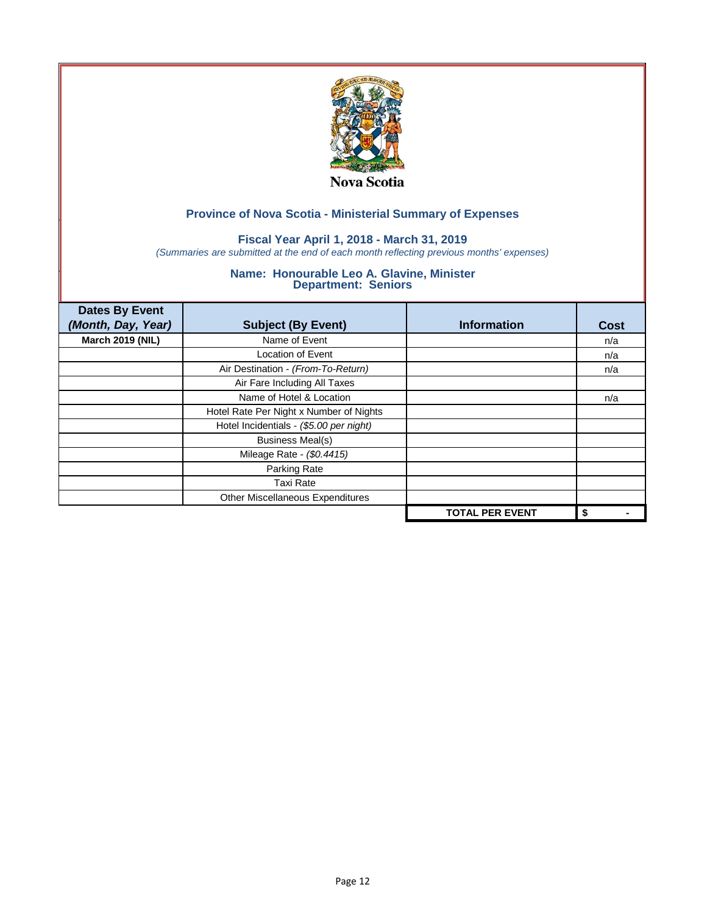Nova Scotia

## Province of Nova Scotia - Ministerial Summary of Expenses

### Fiscal Year April 1, 2018 - March 31, 2019

*(Summaries are submitted at the end of each month reflecting previous months' expenses)*

### Name: Honourable Leo A. Glavine, Minister
### Department: Seniors

| Dates By Event *(Month, Day, Year)* | Subject (By Event) | Information | Cost |
|---|---|---|---|
| **March 2019 (NIL)** | Name of Event | | n/a |
| | Location of Event | | n/a |
| | Air Destination - *(From-To-Return)* | | n/a |
| | Air Fare Including All Taxes | | |
| | Name of Hotel & Location | | n/a |
| | Hotel Rate Per Night x Number of Nights | | |
| | Hotel Incidentials - *($5.00 per night)* | | |
| | Business Meal(s) | | |
| | Mileage Rate - *($0.4415)* | | |
| | Parking Rate | | |
| | Taxi Rate | | |
| | Other Miscellaneous Expenditures | | |
| | | **TOTAL PER EVENT** | **$ -** |